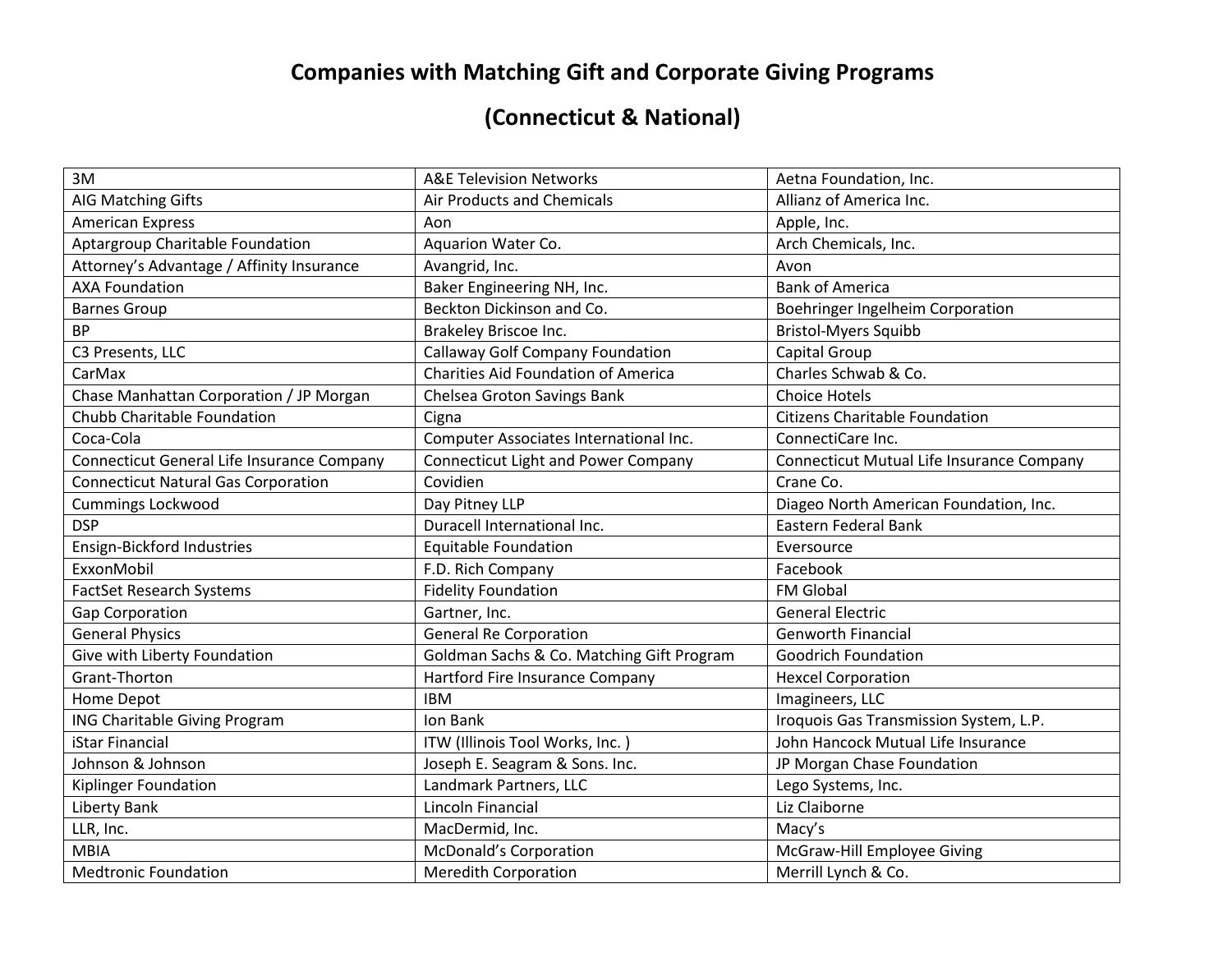# Companies with Matching Gift and Corporate Giving Programs

## (Connecticut & National)

| | | |
|---|---|---|
| 3M | A&E Television Networks | Aetna Foundation, Inc. |
| AIG Matching Gifts | Air Products and Chemicals | Allianz of America Inc. |
| American Express | Aon | Apple, Inc. |
| Aptargroup Charitable Foundation | Aquarion Water Co. | Arch Chemicals, Inc. |
| Attorney's Advantage / Affinity Insurance | Avangrid, Inc. | Avon |
| AXA Foundation | Baker Engineering NH, Inc. | Bank of America |
| Barnes Group | Beckton Dickinson and Co. | Boehringer Ingelheim Corporation |
| BP | Brakeley Briscoe Inc. | Bristol-Myers Squibb |
| C3 Presents, LLC | Callaway Golf Company Foundation | Capital Group |
| CarMax | Charities Aid Foundation of America | Charles Schwab & Co. |
| Chase Manhattan Corporation / JP Morgan | Chelsea Groton Savings Bank | Choice Hotels |
| Chubb Charitable Foundation | Cigna | Citizens Charitable Foundation |
| Coca-Cola | Computer Associates International Inc. | ConnectiCare Inc. |
| Connecticut General Life Insurance Company | Connecticut Light and Power Company | Connecticut Mutual Life Insurance Company |
| Connecticut Natural Gas Corporation | Covidien | Crane Co. |
| Cummings Lockwood | Day Pitney LLP | Diageo North American Foundation, Inc. |
| DSP | Duracell International Inc. | Eastern Federal Bank |
| Ensign-Bickford Industries | Equitable Foundation | Eversource |
| ExxonMobil | F.D. Rich Company | Facebook |
| FactSet Research Systems | Fidelity Foundation | FM Global |
| Gap Corporation | Gartner, Inc. | General Electric |
| General Physics | General Re Corporation | Genworth Financial |
| Give with Liberty Foundation | Goldman Sachs & Co. Matching Gift Program | Goodrich Foundation |
| Grant-Thorton | Hartford Fire Insurance Company | Hexcel Corporation |
| Home Depot | IBM | Imagineers, LLC |
| ING Charitable Giving Program | Ion Bank | Iroquois Gas Transmission System, L.P. |
| iStar Financial | ITW (Illinois Tool Works, Inc. ) | John Hancock Mutual Life Insurance |
| Johnson & Johnson | Joseph E. Seagram & Sons. Inc. | JP Morgan Chase Foundation |
| Kiplinger Foundation | Landmark Partners, LLC | Lego Systems, Inc. |
| Liberty Bank | Lincoln Financial | Liz Claiborne |
| LLR, Inc. | MacDermid, Inc. | Macy's |
| MBIA | McDonald's Corporation | McGraw-Hill Employee Giving |
| Medtronic Foundation | Meredith Corporation | Merrill Lynch & Co. |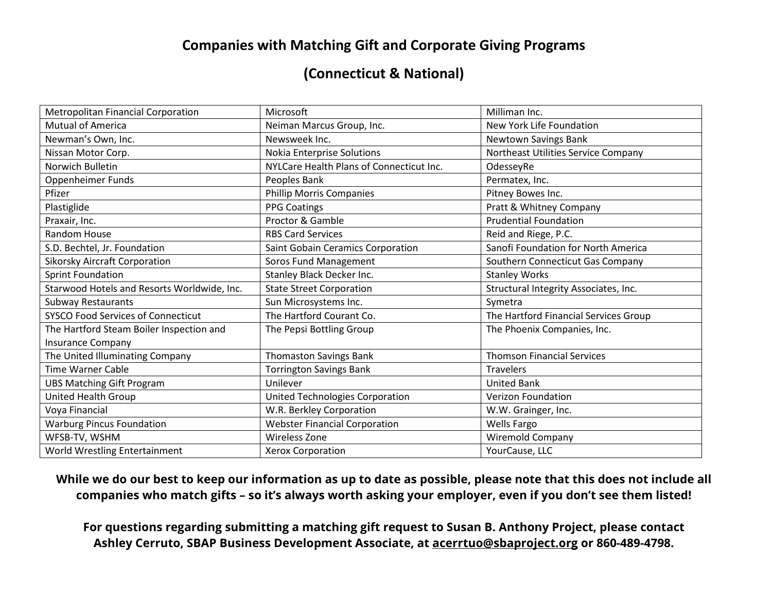## Companies with Matching Gift and Corporate Giving Programs

## (Connecticut & National)

| | | |
|---|---|---|
| Metropolitan Financial Corporation | Microsoft | Milliman Inc. |
| Mutual of America | Neiman Marcus Group, Inc. | New York Life Foundation |
| Newman's Own, Inc. | Newsweek Inc. | Newtown Savings Bank |
| Nissan Motor Corp. | Nokia Enterprise Solutions | Northeast Utilities Service Company |
| Norwich Bulletin | NYLCare Health Plans of Connecticut Inc. | OdesseyRe |
| Oppenheimer Funds | Peoples Bank | Permatex, Inc. |
| Pfizer | Phillip Morris Companies | Pitney Bowes Inc. |
| Plastiglide | PPG Coatings | Pratt & Whitney Company |
| Praxair, Inc. | Proctor & Gamble | Prudential Foundation |
| Random House | RBS Card Services | Reid and Riege, P.C. |
| S.D. Bechtel, Jr. Foundation | Saint Gobain Ceramics Corporation | Sanofi Foundation for North America |
| Sikorsky Aircraft Corporation | Soros Fund Management | Southern Connecticut Gas Company |
| Sprint Foundation | Stanley Black Decker Inc. | Stanley Works |
| Starwood Hotels and Resorts Worldwide, Inc. | State Street Corporation | Structural Integrity Associates, Inc. |
| Subway Restaurants | Sun Microsystems Inc. | Symetra |
| SYSCO Food Services of Connecticut | The Hartford Courant Co. | The Hartford Financial Services Group |
| The Hartford Steam Boiler Inspection and Insurance Company | The Pepsi Bottling Group | The Phoenix Companies, Inc. |
| The United Illuminating Company | Thomaston Savings Bank | Thomson Financial Services |
| Time Warner Cable | Torrington Savings Bank | Travelers |
| UBS Matching Gift Program | Unilever | United Bank |
| United Health Group | United Technologies Corporation | Verizon Foundation |
| Voya Financial | W.R. Berkley Corporation | W.W. Grainger, Inc. |
| Warburg Pincus Foundation | Webster Financial Corporation | Wells Fargo |
| WFSB-TV, WSHM | Wireless Zone | Wiremold Company |
| World Wrestling Entertainment | Xerox Corporation | YourCause, LLC |

**While we do our best to keep our information as up to date as possible, please note that this does not include all companies who match gifts – so it's always worth asking your employer, even if you don't see them listed!**

**For questions regarding submitting a matching gift request to Susan B. Anthony Project, please contact Ashley Cerruto, SBAP Business Development Associate, at acerrtuo@sbaproject.org or 860-489-4798.**